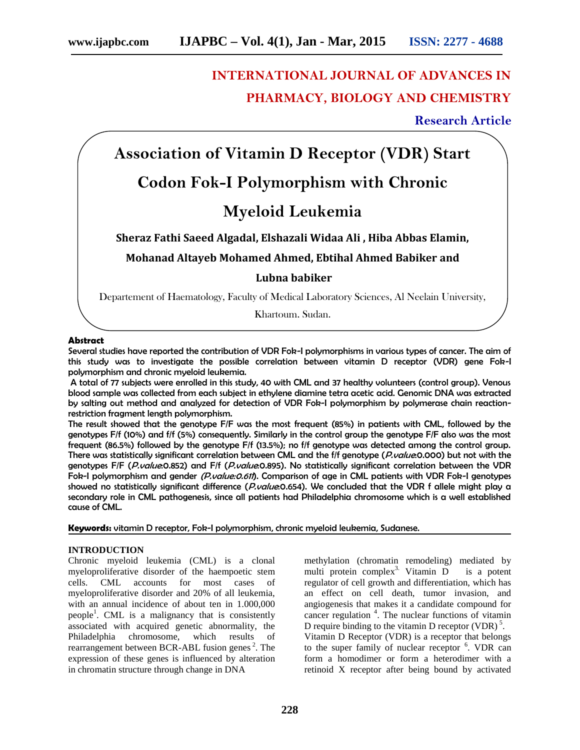# INTERNATIONAL JOURNAL OF ADVANCES IN PHARMACY, BIOLOGY AND CHEMISTRY

**Research Article**

# Association of Vitamin D Receptor (VDR) Start Codon Fok-I Polymorphism with Chronic Myeloid Leukemia

**Sheraz Fathi Saeed Algadal, Elshazali Widaa Ali , Hiba Abbas Elamin, Mohanad Altayeb Mohamed Ahmed, Ebtihal Ahmed Babiker and Lubna babiker**

Departement of Haematology, Faculty of Medical Laboratory Sciences, Al Neelain University, Khartoum. Sudan.

### Abstract

Several studies have reported the contribution of VDR Fok-I polymorphisms in various types of cancer. The aim of this study was to investigate the possible correlation between vitamin D receptor (VDR) gene Fok-I polymorphism and chronic myeloid leukemia.

A total of 77 subjects were enrolled in this study, 40 with CML and 37 healthy volunteers (control group). Venous blood sample was collected from each subject in ethylene diamine tetra acetic acid. Genomic DNA was extracted by salting out method and analyzed for detection of VDR Fok-I polymorphism by polymerase chain reaction-restriction fragment length polymorphism.

The result showed that the genotype F/F was the most frequent (85%) in patients with CML, followed by the genotypes F/f (10%) and f/f (5%) consequently. Similarly in the control group the genotype F/F also was the most frequent (86.5%) followed by the genotype F/f (13.5%); no f/f genotype was detected among the control group. There was statistically significant correlation between CML and the f/f genotype (*P.value*:0.000) but not with the genotypes F/F (*P.value*:0.852) and F/f (*P.value*:0.895). No statistically significant correlation between the VDR Fok-I polymorphism and gender *(P.value:0.611)*. Comparison of age in CML patients with VDR Fok-I genotypes showed no statistically significant difference (*P.value*:0.654). We concluded that the VDR f allele might play a secondary role in CML pathogenesis, since all patients had Philadelphia chromosome which is a well established cause of CML.

**Keywords:** vitamin D receptor, Fok-I polymorphism, chronic myeloid leukemia, Sudanese.

## INTRODUCTION

Chronic myeloid leukemia (CML) is a clonal myeloproliferative disorder of the haempoetic stem cells. CML accounts for most cases of myeloproliferative disorder and 20% of all leukemia, with an annual incidence of about ten in 1.000,000 people[1]. CML is a malignancy that is consistently associated with acquired genetic abnormality, the Philadelphia chromosome, which results of rearrangement between BCR-ABL fusion genes[2]. The expression of these genes is influenced by alteration in chromatin structure through change in DNA methylation (chromatin remodeling) mediated by multi protein complex[3]. Vitamin D is a potent regulator of cell growth and differentiation, which has an effect on cell death, tumor invasion, and angiogenesis that makes it a candidate compound for cancer regulation[4]. The nuclear functions of vitamin D require binding to the vitamin D receptor (VDR)[5].

Vitamin D Receptor (VDR) is a receptor that belongs to the super family of nuclear receptor[6]. VDR can form a homodimer or form a heterodimer with a retinoid X receptor after being bound by activated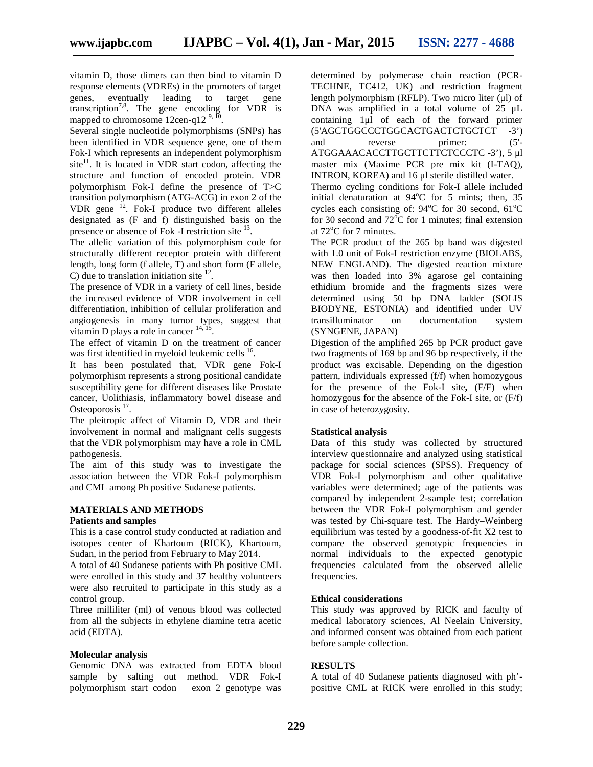vitamin D, those dimers can then bind to vitamin D response elements (VDREs) in the promoters of target genes, eventually leading to target gene transcription[7,8]. The gene encoding for VDR is mapped to chromosome 12cen-q12 [9, 10].

Several single nucleotide polymorphisms (SNPs) has been identified in VDR sequence gene, one of them Fok-I which represents an independent polymorphism site[11]. It is located in VDR start codon, affecting the structure and function of encoded protein. VDR polymorphism Fok-I define the presence of T>C transition polymorphism (ATG-ACG) in exon 2 of the VDR gene [12]. Fok-I produce two different alleles designated as (F and f) distinguished basis on the presence or absence of Fok -I restriction site [13].

The allelic variation of this polymorphism code for structurally different receptor protein with different length, long form (f allele, T) and short form (F allele, C) due to translation initiation site [12].

The presence of VDR in a variety of cell lines, beside the increased evidence of VDR involvement in cell differentiation, inhibition of cellular proliferation and angiogenesis in many tumor types, suggest that vitamin D plays a role in cancer [14, 15].

The effect of vitamin D on the treatment of cancer was first identified in myeloid leukemic cells [16].

It has been postulated that, VDR gene Fok-I polymorphism represents a strong positional candidate susceptibility gene for different diseases like Prostate cancer, Uolithiasis, inflammatory bowel disease and Osteoporosis [17].

The pleitropic affect of Vitamin D, VDR and their involvement in normal and malignant cells suggests that the VDR polymorphism may have a role in CML pathogenesis.

The aim of this study was to investigate the association between the VDR Fok-I polymorphism and CML among Ph positive Sudanese patients.

## MATERIALS AND METHODS

### Patients and samples

This is a case control study conducted at radiation and isotopes center of Khartoum (RICK), Khartoum, Sudan, in the period from February to May 2014.

A total of 40 Sudanese patients with Ph positive CML were enrolled in this study and 37 healthy volunteers were also recruited to participate in this study as a control group.

Three milliliter (ml) of venous blood was collected from all the subjects in ethylene diamine tetra acetic acid (EDTA).

### Molecular analysis

Genomic DNA was extracted from EDTA blood sample by salting out method. VDR Fok-I polymorphism start codon exon 2 genotype was determined by polymerase chain reaction (PCR-TECHNE, TC412, UK) and restriction fragment length polymorphism (RFLP). Two micro liter (µl) of DNA was amplified in a total volume of 25 µL containing 1µl of each of the forward primer (5'AGCTGGCCCTGGCACTGACTCTGCTCT -3') and reverse primer: (5'-ATGGAAACACCTTGCTTCTTCTCCCTC -3'), 5 µl master mix (Maxime PCR pre mix kit (I-TAQ), INTRON, KOREA) and 16 µl sterile distilled water.

Thermo cycling conditions for Fok-I allele included initial denaturation at 94°C for 5 mints; then, 35 cycles each consisting of: 94°C for 30 second, 61°C for 30 second and 72°C for 1 minutes; final extension at 72°C for 7 minutes.

The PCR product of the 265 bp band was digested with 1.0 unit of Fok-I restriction enzyme (BIOLABS, NEW ENGLAND). The digested reaction mixture was then loaded into 3% agarose gel containing ethidium bromide and the fragments sizes were determined using 50 bp DNA ladder (SOLIS BIODYNE, ESTONIA) and identified under UV transilluminator on documentation system (SYNGENE, JAPAN)

Digestion of the amplified 265 bp PCR product gave two fragments of 169 bp and 96 bp respectively, if the product was excisable. Depending on the digestion pattern, individuals expressed (f/f) when homozygous for the presence of the Fok-I site, (F/F) when homozygous for the absence of the Fok-I site, or (F/f) in case of heterozygosity.

### Statistical analysis

Data of this study was collected by structured interview questionnaire and analyzed using statistical package for social sciences (SPSS). Frequency of VDR Fok-I polymorphism and other qualitative variables were determined; age of the patients was compared by independent 2-sample test; correlation between the VDR Fok-I polymorphism and gender was tested by Chi-square test. The Hardy–Weinberg equilibrium was tested by a goodness-of-fit X2 test to compare the observed genotypic frequencies in normal individuals to the expected genotypic frequencies calculated from the observed allelic frequencies.

### Ethical considerations

This study was approved by RICK and faculty of medical laboratory sciences, Al Neelain University, and informed consent was obtained from each patient before sample collection.

## RESULTS

A total of 40 Sudanese patients diagnosed with ph'-positive CML at RICK were enrolled in this study;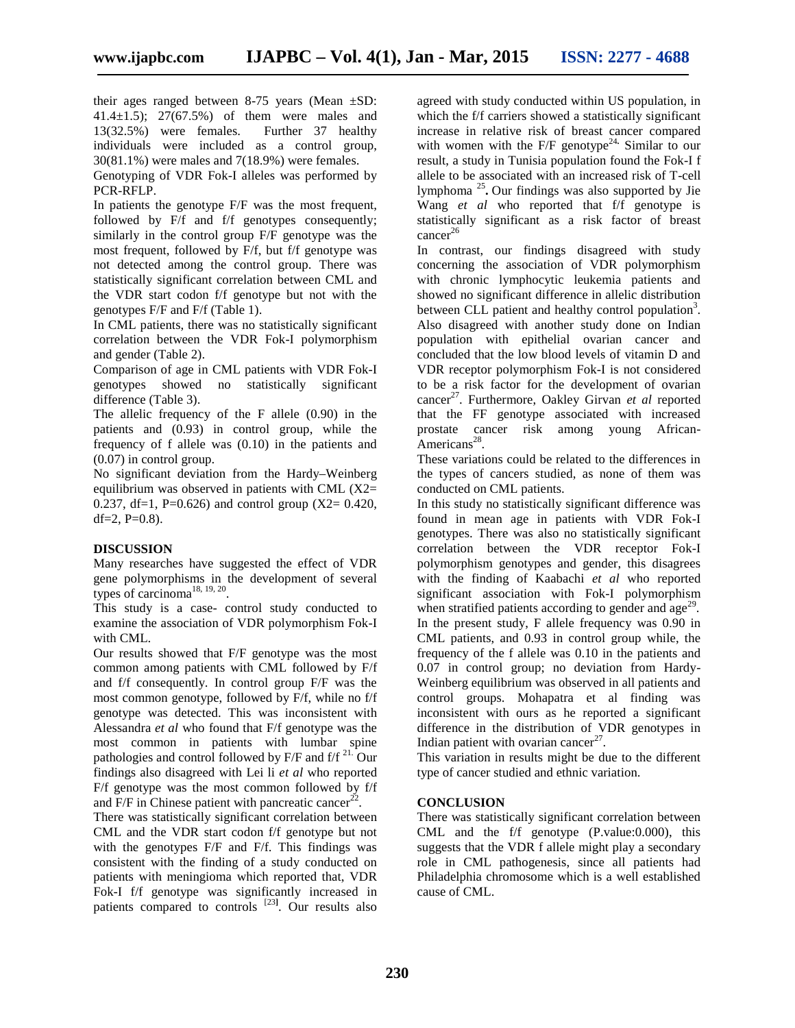their ages ranged between 8-75 years (Mean ±SD: 41.4±1.5); 27(67.5%) of them were males and 13(32.5%) were females. Further 37 healthy individuals were included as a control group, 30(81.1%) were males and 7(18.9%) were females.

Genotyping of VDR Fok-I alleles was performed by PCR-RFLP.

In patients the genotype F/F was the most frequent, followed by F/f and f/f genotypes consequently; similarly in the control group F/F genotype was the most frequent, followed by F/f, but f/f genotype was not detected among the control group. There was statistically significant correlation between CML and the VDR start codon f/f genotype but not with the genotypes F/F and F/f (Table 1).

In CML patients, there was no statistically significant correlation between the VDR Fok-I polymorphism and gender (Table 2).

Comparison of age in CML patients with VDR Fok-I genotypes showed no statistically significant difference (Table 3).

The allelic frequency of the F allele (0.90) in the patients and (0.93) in control group, while the frequency of f allele was (0.10) in the patients and (0.07) in control group.

No significant deviation from the Hardy–Weinberg equilibrium was observed in patients with CML (X2= 0.237, df=1, P=0.626) and control group (X2= 0.420, df=2, P=0.8).

## DISCUSSION

Many researches have suggested the effect of VDR gene polymorphisms in the development of several types of carcinoma[18, 19, 20].

This study is a case- control study conducted to examine the association of VDR polymorphism Fok-I with CML.

Our results showed that F/F genotype was the most common among patients with CML followed by F/f and f/f consequently. In control group F/F was the most common genotype, followed by F/f, while no f/f genotype was detected. This was inconsistent with Alessandra *et al* who found that F/f genotype was the most common in patients with lumbar spine pathologies and control followed by F/F and f/f [21]. Our findings also disagreed with Lei li *et al* who reported F/f genotype was the most common followed by f/f and F/F in Chinese patient with pancreatic cancer[22].

There was statistically significant correlation between CML and the VDR start codon f/f genotype but not with the genotypes F/F and F/f. This findings was consistent with the finding of a study conducted on patients with meningioma which reported that, VDR Fok-I f/f genotype was significantly increased in patients compared to controls [23]. Our results also agreed with study conducted within US population, in which the f/f carriers showed a statistically significant increase in relative risk of breast cancer compared with women with the F/F genotype[24]. Similar to our result, a study in Tunisia population found the Fok-I f allele to be associated with an increased risk of T-cell lymphoma [25]**.** Our findings was also supported by Jie Wang *et al* who reported that f/f genotype is statistically significant as a risk factor of breast cancer[26]

In contrast, our findings disagreed with study concerning the association of VDR polymorphism with chronic lymphocytic leukemia patients and showed no significant difference in allelic distribution between CLL patient and healthy control population[3]. Also disagreed with another study done on Indian population with epithelial ovarian cancer and concluded that the low blood levels of vitamin D and VDR receptor polymorphism Fok-I is not considered to be a risk factor for the development of ovarian cancer[27]. Furthermore, Oakley Girvan *et al* reported that the FF genotype associated with increased prostate cancer risk among young African-Americans[28].

These variations could be related to the differences in the types of cancers studied, as none of them was conducted on CML patients.

In this study no statistically significant difference was found in mean age in patients with VDR Fok-I genotypes. There was also no statistically significant correlation between the VDR receptor Fok-I polymorphism genotypes and gender, this disagrees with the finding of Kaabachi *et al* who reported significant association with Fok-I polymorphism when stratified patients according to gender and age[29].

In the present study, F allele frequency was 0.90 in CML patients, and 0.93 in control group while, the frequency of the f allele was 0.10 in the patients and 0.07 in control group; no deviation from Hardy-Weinberg equilibrium was observed in all patients and control groups. Mohapatra et al finding was inconsistent with ours as he reported a significant difference in the distribution of VDR genotypes in Indian patient with ovarian cancer[27].

This variation in results might be due to the different type of cancer studied and ethnic variation.

## CONCLUSION

There was statistically significant correlation between CML and the f/f genotype (P.value:0.000), this suggests that the VDR f allele might play a secondary role in CML pathogenesis, since all patients had Philadelphia chromosome which is a well established cause of CML.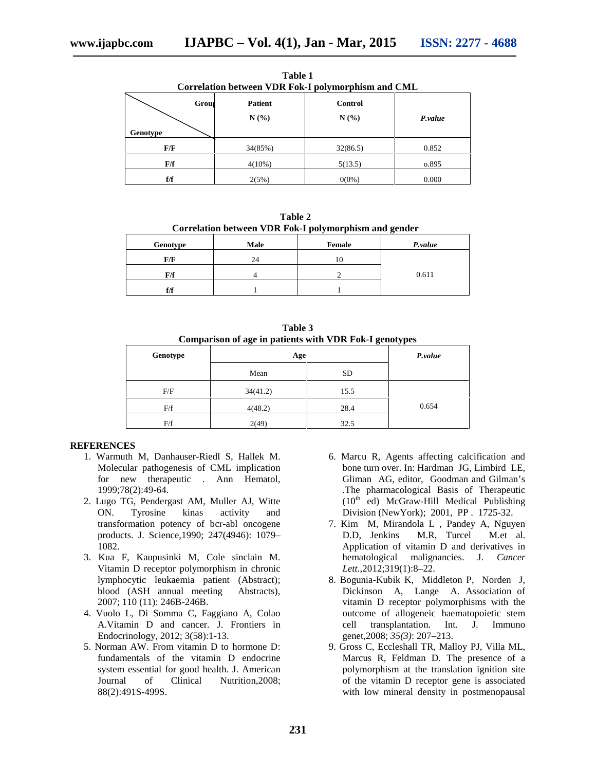**Table 1**
**Correlation between VDR Fok-I polymorphism and CML**

| Genotype \ Group | Patient N (%) | Control N (%) | *P.value* |
|---|---|---|---|
| **F/F** | 34(85%) | 32(86.5) | 0.852 |
| **F/f** | 4(10%) | 5(13.5) | o.895 |
| **f/f** | 2(5%) | 0(0%) | 0.000 |

**Table 2**
**Correlation between VDR Fok-I polymorphism and gender**

| Genotype | Male | Female | *P.value* |
|---|---|---|---|
| **F/F** | 24 | 10 | 0.611 |
| **F/f** | 4 | 2 | |
| **f/f** | 1 | 1 | |

**Table 3**
**Comparison of age in patients with VDR Fok-I genotypes**

| Genotype | Age | | *P.value* |
|---|---|---|---|
| | Mean | SD | |
| F/F | 34(41.2) | 15.5 | 0.654 |
| F/f | 4(48.2) | 28.4 | |
| F/f | 2(49) | 32.5 | |

## REFERENCES

1. Warmuth M, Danhauser-Riedl S, Hallek M. Molecular pathogenesis of CML implication for new therapeutic . Ann Hematol, 1999;78(2):49-64.
2. Lugo TG, Pendergast AM, Muller AJ, Witte ON. Tyrosine kinas activity and transformation potency of bcr-abl oncogene products. J. Science,1990; 247(4946): 1079–1082.
3. Kua F, Kaupusinki M, Cole sinclain M. Vitamin D receptor polymorphism in chronic lymphocytic leukaemia patient (Abstract); blood (ASH annual meeting Abstracts), 2007; 110 (11): 246B-246B.
4. Vuolo L, Di Somma C, Faggiano A, Colao A.Vitamin D and cancer. J. Frontiers in Endocrinology, 2012; 3(58):1-13.
5. Norman AW. From vitamin D to hormone D: fundamentals of the vitamin D endocrine system essential for good health. J. American Journal of Clinical Nutrition,2008; 88(2):491S-499S.
6. Marcu R, Agents affecting calcification and bone turn over. In: Hardman JG, Limbird LE, Gliman AG, editor, Goodman and Gilman's .The pharmacological Basis of Therapeutic (10th ed) McGraw-Hill Medical Publishing Division (NewYork); 2001, PP . 1725-32.
7. Kim M, Mirandola L , Pandey A, Nguyen D.D, Jenkins M.R, Turcel M.et al. Application of vitamin D and derivatives in hematological malignancies. J. *Cancer Lett.,*2012;319(1):8–22.
8. Bogunia-Kubik K, Middleton P, Norden J, Dickinson A, Lange A. Association of vitamin D receptor polymorphisms with the outcome of allogeneic haematopoietic stem cell transplantation. Int. J. Immuno genet,2008; *35(3)*: 207–213.
9. Gross C, Eccleshall TR, Malloy PJ, Villa ML, Marcus R, Feldman D. The presence of a polymorphism at the translation ignition site of the vitamin D receptor gene is associated with low mineral density in postmenopausal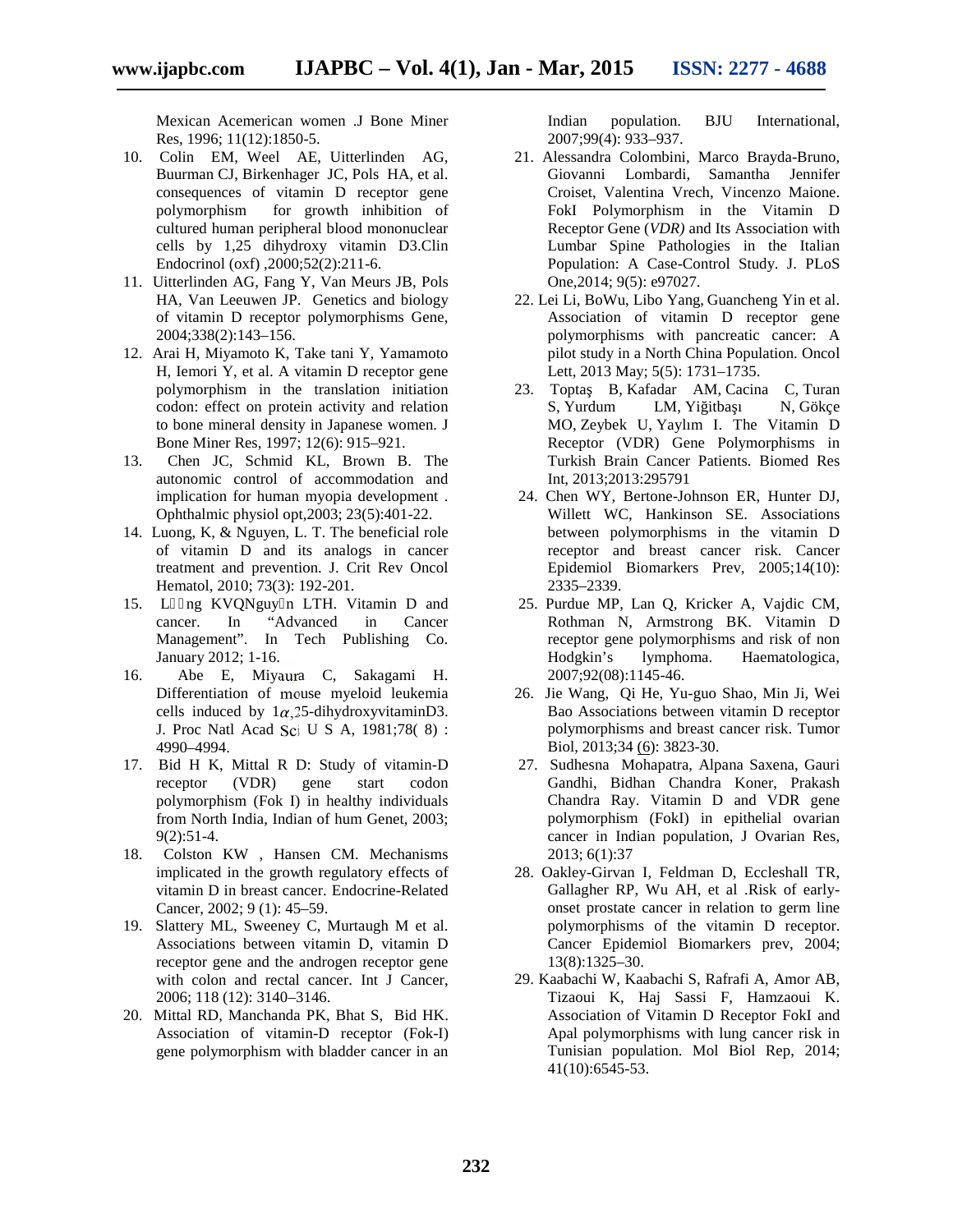Mexican Acemerican women .J Bone Miner Res, 1996; 11(12):1850-5.

10. Colin EM, Weel AE, Uitterlinden AG, Buurman CJ, Birkenhager JC, Pols HA, et al. consequences of vitamin D receptor gene polymorphism for growth inhibition of cultured human peripheral blood mononuclear cells by 1,25 dihydroxy vitamin D3.Clin Endocrinol (oxf) ,2000;52(2):211-6.
11. Uitterlinden AG, Fang Y, Van Meurs JB, Pols HA, Van Leeuwen JP. Genetics and biology of vitamin D receptor polymorphisms Gene, 2004;338(2):143–156.
12. Arai H, Miyamoto K, Take tani Y, Yamamoto H, Iemori Y, et al. A vitamin D receptor gene polymorphism in the translation initiation codon: effect on protein activity and relation to bone mineral density in Japanese women. J Bone Miner Res, 1997; 12(6): 915–921.
13. Chen JC, Schmid KL, Brown B. The autonomic control of accommodation and implication for human myopia development . Ophthalmic physiol opt,2003; 23(5):401-22.
14. Luong, K, & Nguyen, L. T. The beneficial role of vitamin D and its analogs in cancer treatment and prevention. J. Crit Rev Oncol Hematol, 2010; 73(3): 192-201.
15. L��ng KVQNguy�n LTH. Vitamin D and cancer. In "Advanced in Cancer Management". In Tech Publishing Co. January 2012; 1-16.
16. Abe E, Miyaura C, Sakagami H. Differentiation of mouse myeloid leukemia cells induced by $1\alpha$,25-dihydroxyvitaminD3. J. Proc Natl Acad Sci U S A, 1981;78( 8) : 4990–4994.
17. Bid H K, Mittal R D: Study of vitamin-D receptor (VDR) gene start codon polymorphism (Fok I) in healthy individuals from North India, Indian of hum Genet, 2003; 9(2):51-4.
18. Colston KW , Hansen CM. Mechanisms implicated in the growth regulatory effects of vitamin D in breast cancer. Endocrine-Related Cancer, 2002; 9 (1): 45–59.
19. Slattery ML, Sweeney C, Murtaugh M et al. Associations between vitamin D, vitamin D receptor gene and the androgen receptor gene with colon and rectal cancer. Int J Cancer, 2006; 118 (12): 3140–3146.
20. Mittal RD, Manchanda PK, Bhat S, Bid HK. Association of vitamin-D receptor (Fok-I) gene polymorphism with bladder cancer in an Indian population. BJU International, 2007;99(4): 933–937.
21. Alessandra Colombini, Marco Brayda-Bruno, Giovanni Lombardi, Samantha Jennifer Croiset, Valentina Vrech, Vincenzo Maione. FokI Polymorphism in the Vitamin D Receptor Gene (*VDR)* and Its Association with Lumbar Spine Pathologies in the Italian Population: A Case-Control Study. J. PLoS One,2014; 9(5): e97027.
22. Lei Li, BoWu, Libo Yang, Guancheng Yin et al. Association of vitamin D receptor gene polymorphisms with pancreatic cancer: A pilot study in a North China Population. Oncol Lett, 2013 May; 5(5): 1731–1735.
23. Toptaş B, Kafadar AM, Cacina C, Turan S, Yurdum LM, Yiğitbaşı N, Gökçe MO, Zeybek U, Yaylım I. The Vitamin D Receptor (VDR) Gene Polymorphisms in Turkish Brain Cancer Patients. Biomed Res Int, 2013;2013:295791
24. Chen WY, Bertone-Johnson ER, Hunter DJ, Willett WC, Hankinson SE. Associations between polymorphisms in the vitamin D receptor and breast cancer risk. Cancer Epidemiol Biomarkers Prev, 2005;14(10): 2335–2339.
25. Purdue MP, Lan Q, Kricker A, Vajdic CM, Rothman N, Armstrong BK. Vitamin D receptor gene polymorphisms and risk of non Hodgkin's lymphoma. Haematologica, 2007;92(08):1145-46.
26. Jie Wang, Qi He, Yu-guo Shao, Min Ji, Wei Bao Associations between vitamin D receptor polymorphisms and breast cancer risk. Tumor Biol, 2013;34 (6): 3823-30.
27. Sudhesna Mohapatra, Alpana Saxena, Gauri Gandhi, Bidhan Chandra Koner, Prakash Chandra Ray. Vitamin D and VDR gene polymorphism (FokI) in epithelial ovarian cancer in Indian population, J Ovarian Res, 2013; 6(1):37
28. Oakley-Girvan I, Feldman D, Eccleshall TR, Gallagher RP, Wu AH, et al .Risk of early-onset prostate cancer in relation to germ line polymorphisms of the vitamin D receptor. Cancer Epidemiol Biomarkers prev, 2004; 13(8):1325–30.
29. Kaabachi W, Kaabachi S, Rafrafi A, Amor AB, Tizaoui K, Haj Sassi F, Hamzaoui K. Association of Vitamin D Receptor FokI and Apal polymorphisms with lung cancer risk in Tunisian population. Mol Biol Rep, 2014; 41(10):6545-53.